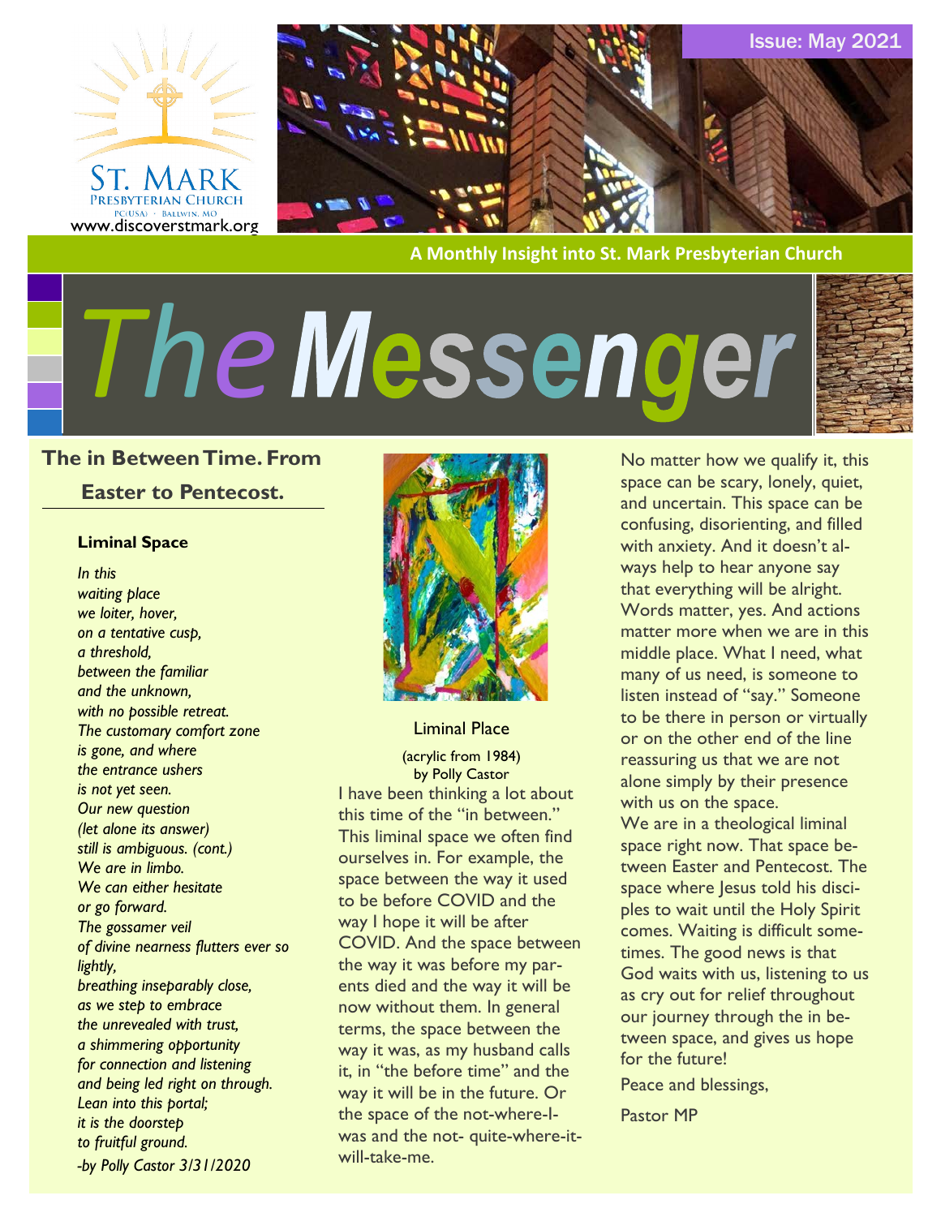ST. MARK
PRESBYTERIAN CHURCH
PC(USA) · BALLWIN, MO
www.discoverstmark.org

Issue: May 2021

A Monthly Insight into St. Mark Presbyterian Church

# The Messenger

## The in Between Time. From Easter to Pentecost.

### Liminal Space

*In this*
*waiting place*
*we loiter, hover,*
*on a tentative cusp,*
*a threshold,*
*between the familiar*
*and the unknown,*
*with no possible retreat.*
*The customary comfort zone*
*is gone, and where*
*the entrance ushers*
*is not yet seen.*
*Our new question*
*(let alone its answer)*
*still is ambiguous. (cont.)*
*We are in limbo.*
*We can either hesitate*
*or go forward.*
*The gossamer veil*
*of divine nearness flutters ever so lightly,*
*breathing inseparably close,*
*as we step to embrace*
*the unrevealed with trust,*
*a shimmering opportunity*
*for connection and listening*
*and being led right on through.*
*Lean into this portal;*
*it is the doorstep*
*to fruitful ground.*
*-by Polly Castor 3/31/2020*

Liminal Place
(acrylic from 1984)
by Polly Castor

I have been thinking a lot about this time of the "in between." This liminal space we often find ourselves in. For example, the space between the way it used to be before COVID and the way I hope it will be after COVID. And the space between the way it was before my parents died and the way it will be now without them. In general terms, the space between the way it was, as my husband calls it, in "the before time" and the way it will be in the future. Or the space of the not-where-I-was and the not- quite-where-it-will-take-me.

No matter how we qualify it, this space can be scary, lonely, quiet, and uncertain. This space can be confusing, disorienting, and filled with anxiety. And it doesn't always help to hear anyone say that everything will be alright. Words matter, yes. And actions matter more when we are in this middle place. What I need, what many of us need, is someone to listen instead of "say." Someone to be there in person or virtually or on the other end of the line reassuring us that we are not alone simply by their presence with us on the space.

We are in a theological liminal space right now. That space between Easter and Pentecost. The space where Jesus told his disciples to wait until the Holy Spirit comes. Waiting is difficult sometimes. The good news is that God waits with us, listening to us as cry out for relief throughout our journey through the in between space, and gives us hope for the future!

Peace and blessings,

Pastor MP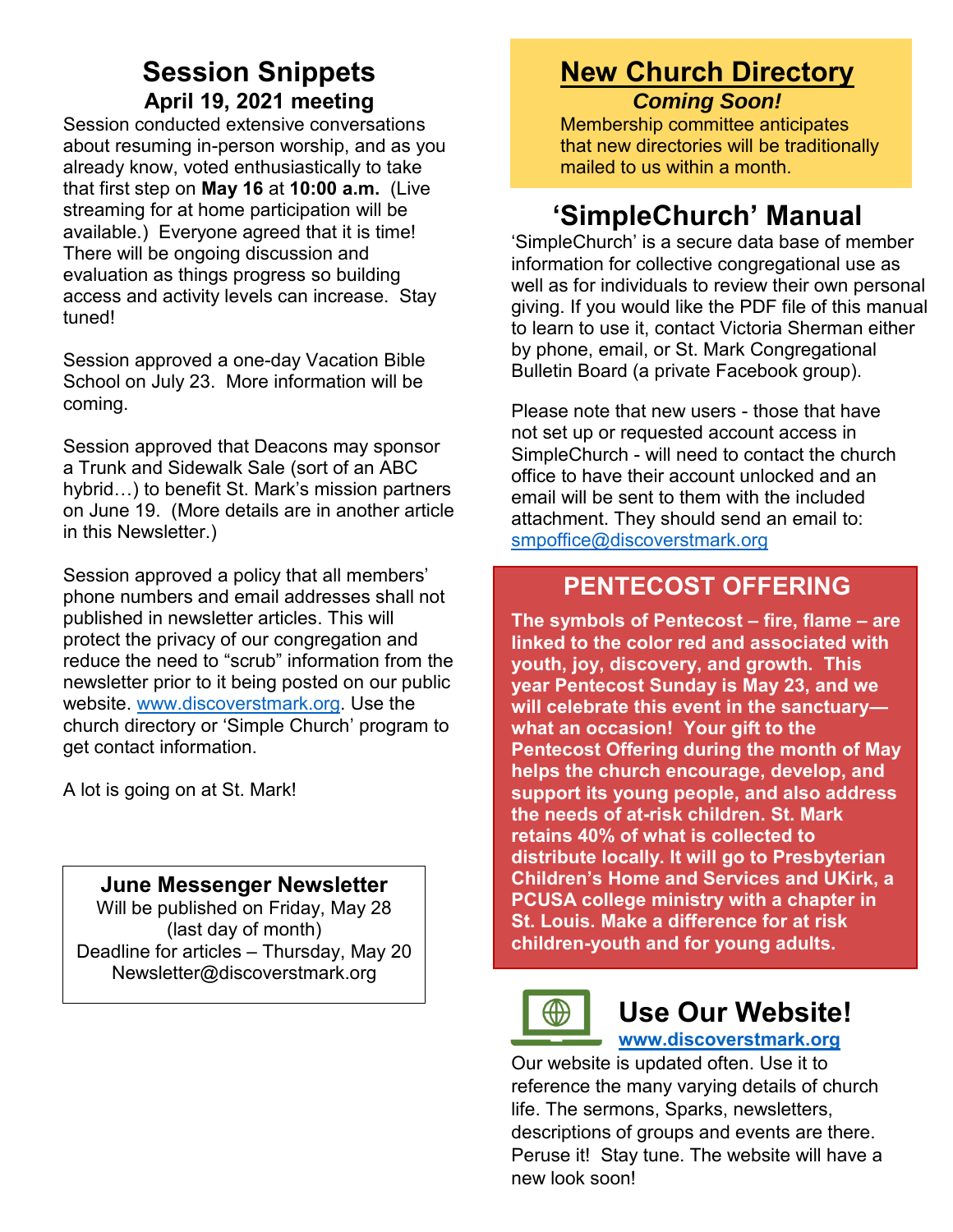## Session Snippets

### April 19, 2021 meeting

Session conducted extensive conversations about resuming in-person worship, and as you already know, voted enthusiastically to take that first step on **May 16** at **10:00 a.m.** (Live streaming for at home participation will be available.) Everyone agreed that it is time! There will be ongoing discussion and evaluation as things progress so building access and activity levels can increase. Stay tuned!

Session approved a one-day Vacation Bible School on July 23. More information will be coming.

Session approved that Deacons may sponsor a Trunk and Sidewalk Sale (sort of an ABC hybrid…) to benefit St. Mark's mission partners on June 19. (More details are in another article in this Newsletter.)

Session approved a policy that all members' phone numbers and email addresses shall not published in newsletter articles. This will protect the privacy of our congregation and reduce the need to "scrub" information from the newsletter prior to it being posted on our public website. www.discoverstmark.org. Use the church directory or 'Simple Church' program to get contact information.

A lot is going on at St. Mark!

**June Messenger Newsletter**

Will be published on Friday, May 28
(last day of month)
Deadline for articles – Thursday, May 20
Newsletter@discoverstmark.org

## New Church Directory

***Coming Soon!***

Membership committee anticipates that new directories will be traditionally mailed to us within a month.

## 'SimpleChurch' Manual

'SimpleChurch' is a secure data base of member information for collective congregational use as well as for individuals to review their own personal giving. If you would like the PDF file of this manual to learn to use it, contact Victoria Sherman either by phone, email, or St. Mark Congregational Bulletin Board (a private Facebook group).

Please note that new users - those that have not set up or requested account access in SimpleChurch - will need to contact the church office to have their account unlocked and an email will be sent to them with the included attachment. They should send an email to: smpoffice@discoverstmark.org

## PENTECOST OFFERING

**The symbols of Pentecost – fire, flame – are linked to the color red and associated with youth, joy, discovery, and growth. This year Pentecost Sunday is May 23, and we will celebrate this event in the sanctuary—what an occasion! Your gift to the Pentecost Offering during the month of May helps the church encourage, develop, and support its young people, and also address the needs of at-risk children. St. Mark retains 40% of what is collected to distribute locally. It will go to Presbyterian Children's Home and Services and UKirk, a PCUSA college ministry with a chapter in St. Louis. Make a difference for at risk children-youth and for young adults.**

## Use Our Website!

**www.discoverstmark.org**

Our website is updated often. Use it to reference the many varying details of church life. The sermons, Sparks, newsletters, descriptions of groups and events are there. Peruse it! Stay tune. The website will have a new look soon!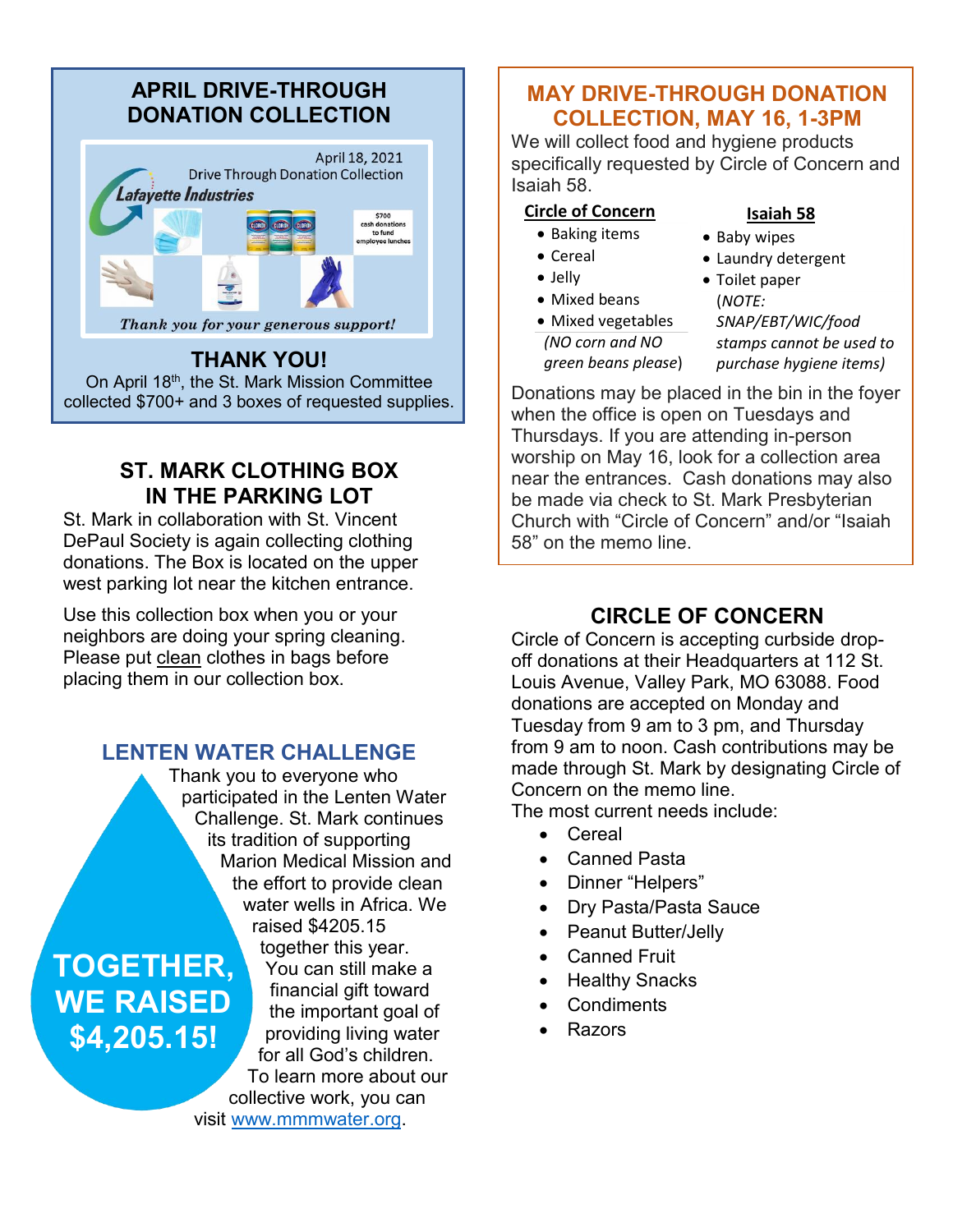## APRIL DRIVE-THROUGH DONATION COLLECTION

April 18, 2021
Drive Through Donation Collection
Lafayette Industries

$700 cash donations to fund employee lunches

*Thank you for your generous support!*

### THANK YOU!

On April 18th, the St. Mark Mission Committee collected $700+ and 3 boxes of requested supplies.

## ST. MARK CLOTHING BOX IN THE PARKING LOT

St. Mark in collaboration with St. Vincent DePaul Society is again collecting clothing donations. The Box is located on the upper west parking lot near the kitchen entrance.

Use this collection box when you or your neighbors are doing your spring cleaning. Please put clean clothes in bags before placing them in our collection box.

## LENTEN WATER CHALLENGE

Thank you to everyone who participated in the Lenten Water Challenge. St. Mark continues its tradition of supporting Marion Medical Mission and the effort to provide clean water wells in Africa. We raised $4205.15 together this year. You can still make a financial gift toward the important goal of providing living water for all God's children. To learn more about our collective work, you can visit www.mmmwater.org.

**TOGETHER, WE RAISED $4,205.15!**

## MAY DRIVE-THROUGH DONATION COLLECTION, MAY 16, 1-3PM

We will collect food and hygiene products specifically requested by Circle of Concern and Isaiah 58.

**Circle of Concern**

- Baking items
- Cereal
- Jelly
- Mixed beans
- Mixed vegetables

*(NO corn and NO green beans please)*

**Isaiah 58**

- Baby wipes
- Laundry detergent
- Toilet paper

*(NOTE: SNAP/EBT/WIC/food stamps cannot be used to purchase hygiene items)*

Donations may be placed in the bin in the foyer when the office is open on Tuesdays and Thursdays. If you are attending in-person worship on May 16, look for a collection area near the entrances. Cash donations may also be made via check to St. Mark Presbyterian Church with "Circle of Concern" and/or "Isaiah 58" on the memo line.

## CIRCLE OF CONCERN

Circle of Concern is accepting curbside drop-off donations at their Headquarters at 112 St. Louis Avenue, Valley Park, MO 63088. Food donations are accepted on Monday and Tuesday from 9 am to 3 pm, and Thursday from 9 am to noon. Cash contributions may be made through St. Mark by designating Circle of Concern on the memo line.

The most current needs include:

- Cereal
- Canned Pasta
- Dinner "Helpers"
- Dry Pasta/Pasta Sauce
- Peanut Butter/Jelly
- Canned Fruit
- Healthy Snacks
- Condiments
- Razors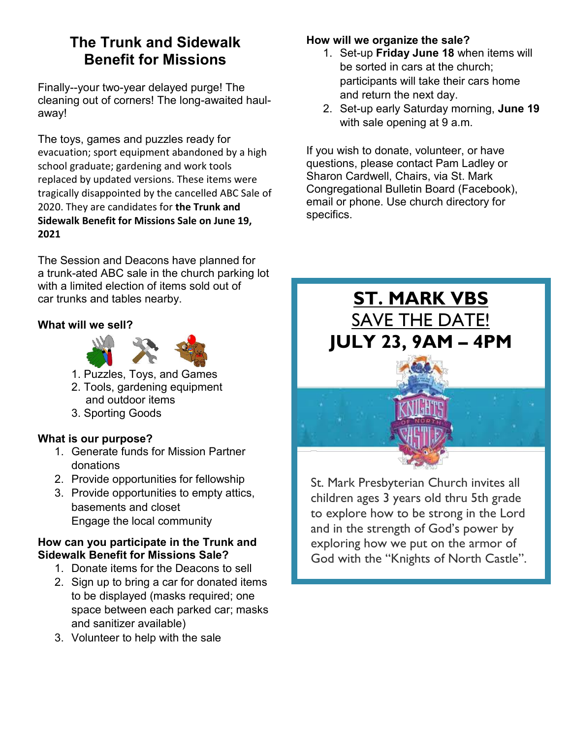## The Trunk and Sidewalk Benefit for Missions

Finally--your two-year delayed purge! The cleaning out of corners! The long-awaited haul-away!

The toys, games and puzzles ready for evacuation; sport equipment abandoned by a high school graduate; gardening and work tools replaced by updated versions. These items were tragically disappointed by the cancelled ABC Sale of 2020. They are candidates for **the Trunk and Sidewalk Benefit for Missions Sale on June 19, 2021**

The Session and Deacons have planned for a trunk-ated ABC sale in the church parking lot with a limited election of items sold out of car trunks and tables nearby.

**What will we sell?**

1. Puzzles, Toys, and Games
2. Tools, gardening equipment and outdoor items
3. Sporting Goods

**What is our purpose?**

1. Generate funds for Mission Partner donations
2. Provide opportunities for fellowship
3. Provide opportunities to empty attics, basements and closet
   Engage the local community

**How can you participate in the Trunk and Sidewalk Benefit for Missions Sale?**

1. Donate items for the Deacons to sell
2. Sign up to bring a car for donated items to be displayed (masks required; one space between each parked car; masks and sanitizer available)
3. Volunteer to help with the sale

**How will we organize the sale?**

1. Set-up **Friday June 18** when items will be sorted in cars at the church; participants will take their cars home and return the next day.
2. Set-up early Saturday morning, **June 19** with sale opening at 9 a.m.

If you wish to donate, volunteer, or have questions, please contact Pam Ladley or Sharon Cardwell, Chairs, via St. Mark Congregational Bulletin Board (Facebook), email or phone. Use church directory for specifics.

## ST. MARK VBS

SAVE THE DATE!

**JULY 23, 9AM – 4PM**

St. Mark Presbyterian Church invites all children ages 3 years old thru 5th grade to explore how to be strong in the Lord and in the strength of God's power by exploring how we put on the armor of God with the "Knights of North Castle".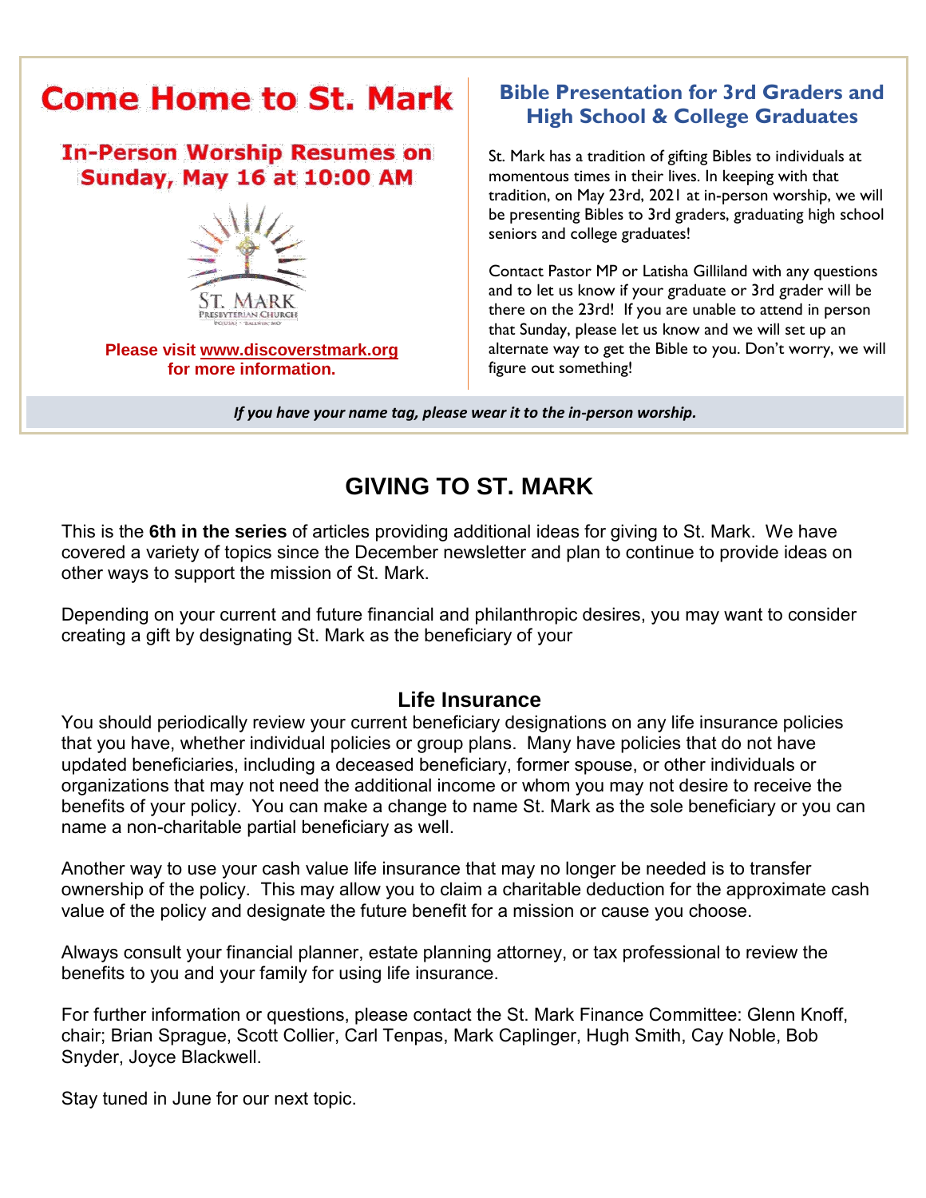# Come Home to St. Mark

## In-Person Worship Resumes on Sunday, May 16 at 10:00 AM

ST. MARK PRESBYTERIAN CHURCH

**Please visit www.discoverstmark.org for more information.**

## Bible Presentation for 3rd Graders and High School & College Graduates

St. Mark has a tradition of gifting Bibles to individuals at momentous times in their lives. In keeping with that tradition, on May 23rd, 2021 at in-person worship, we will be presenting Bibles to 3rd graders, graduating high school seniors and college graduates!

Contact Pastor MP or Latisha Gilliland with any questions and to let us know if your graduate or 3rd grader will be there on the 23rd! If you are unable to attend in person that Sunday, please let us know and we will set up an alternate way to get the Bible to you. Don't worry, we will figure out something!

***If you have your name tag, please wear it to the in-person worship.***

# GIVING TO ST. MARK

This is the **6th in the series** of articles providing additional ideas for giving to St. Mark. We have covered a variety of topics since the December newsletter and plan to continue to provide ideas on other ways to support the mission of St. Mark.

Depending on your current and future financial and philanthropic desires, you may want to consider creating a gift by designating St. Mark as the beneficiary of your

### Life Insurance

You should periodically review your current beneficiary designations on any life insurance policies that you have, whether individual policies or group plans. Many have policies that do not have updated beneficiaries, including a deceased beneficiary, former spouse, or other individuals or organizations that may not need the additional income or whom you may not desire to receive the benefits of your policy. You can make a change to name St. Mark as the sole beneficiary or you can name a non-charitable partial beneficiary as well.

Another way to use your cash value life insurance that may no longer be needed is to transfer ownership of the policy. This may allow you to claim a charitable deduction for the approximate cash value of the policy and designate the future benefit for a mission or cause you choose.

Always consult your financial planner, estate planning attorney, or tax professional to review the benefits to you and your family for using life insurance.

For further information or questions, please contact the St. Mark Finance Committee: Glenn Knoff, chair; Brian Sprague, Scott Collier, Carl Tenpas, Mark Caplinger, Hugh Smith, Cay Noble, Bob Snyder, Joyce Blackwell.

Stay tuned in June for our next topic.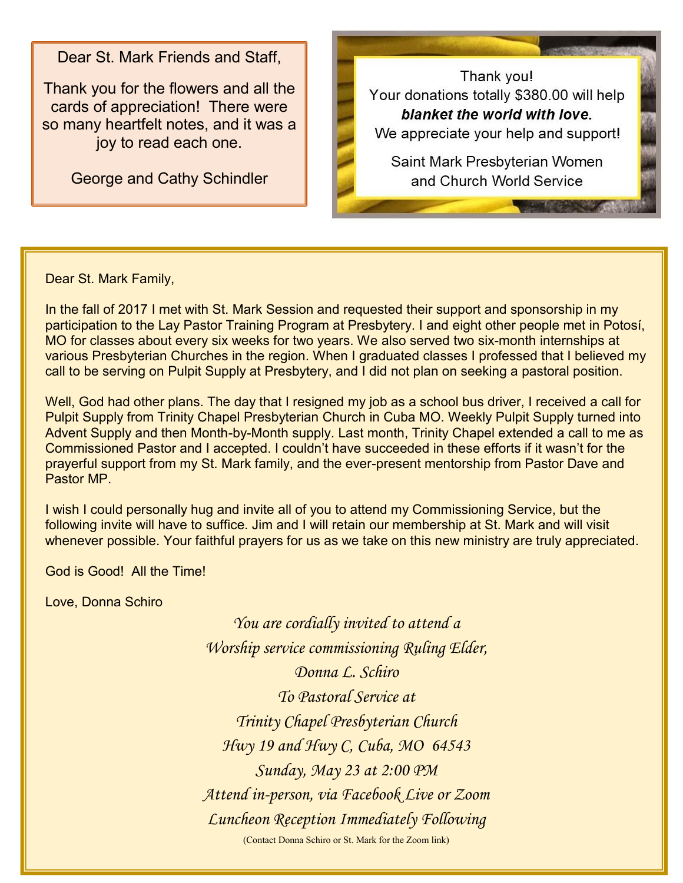Dear St. Mark Friends and Staff,

Thank you for the flowers and all the cards of appreciation! There were so many heartfelt notes, and it was a joy to read each one.

George and Cathy Schindler

Thank you!
Your donations totally $380.00 will help ***blanket the world with love.***
We appreciate your help and support!

Saint Mark Presbyterian Women
and Church World Service

Dear St. Mark Family,

In the fall of 2017 I met with St. Mark Session and requested their support and sponsorship in my participation to the Lay Pastor Training Program at Presbytery. I and eight other people met in Potosí, MO for classes about every six weeks for two years. We also served two six-month internships at various Presbyterian Churches in the region. When I graduated classes I professed that I believed my call to be serving on Pulpit Supply at Presbytery, and I did not plan on seeking a pastoral position.

Well, God had other plans. The day that I resigned my job as a school bus driver, I received a call for Pulpit Supply from Trinity Chapel Presbyterian Church in Cuba MO. Weekly Pulpit Supply turned into Advent Supply and then Month-by-Month supply. Last month, Trinity Chapel extended a call to me as Commissioned Pastor and I accepted. I couldn't have succeeded in these efforts if it wasn't for the prayerful support from my St. Mark family, and the ever-present mentorship from Pastor Dave and Pastor MP.

I wish I could personally hug and invite all of you to attend my Commissioning Service, but the following invite will have to suffice. Jim and I will retain our membership at St. Mark and will visit whenever possible. Your faithful prayers for us as we take on this new ministry are truly appreciated.

God is Good! All the Time!

Love, Donna Schiro

*You are cordially invited to attend a*
*Worship service commissioning Ruling Elder,*
*Donna L. Schiro*
*To Pastoral Service at*
*Trinity Chapel Presbyterian Church*
*Hwy 19 and Hwy C, Cuba, MO 64543*
*Sunday, May 23 at 2:00 PM*
*Attend in-person, via Facebook Live or Zoom*
*Luncheon Reception Immediately Following*

(Contact Donna Schiro or St. Mark for the Zoom link)